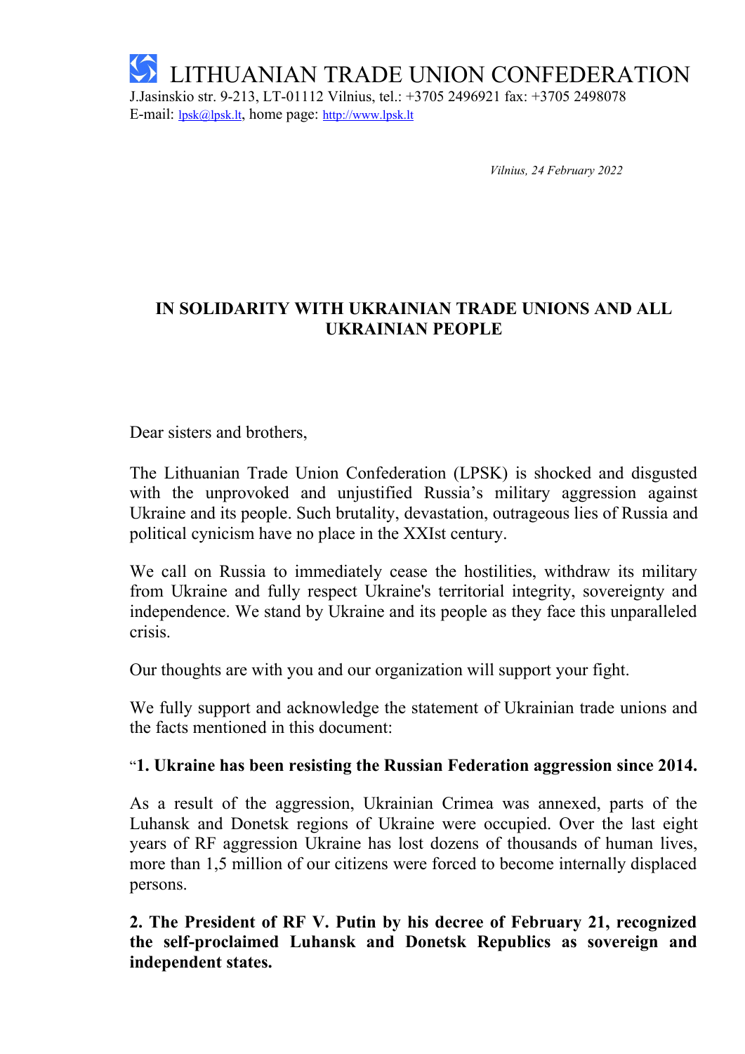# LITHUANIAN TRADE UNION CONFEDERATION

J.Jasinskio str. 9-213, LT-01112 Vilnius, tel.: +3705 2496921 fax: +3705 2498078
E-mail: lpsk@lpsk.lt, home page: http://www.lpsk.lt

*Vilnius, 24 February 2022*

## IN SOLIDARITY WITH UKRAINIAN TRADE UNIONS AND ALL UKRAINIAN PEOPLE

Dear sisters and brothers,

The Lithuanian Trade Union Confederation (LPSK) is shocked and disgusted with the unprovoked and unjustified Russia's military aggression against Ukraine and its people. Such brutality, devastation, outrageous lies of Russia and political cynicism have no place in the XXIst century.

We call on Russia to immediately cease the hostilities, withdraw its military from Ukraine and fully respect Ukraine's territorial integrity, sovereignty and independence. We stand by Ukraine and its people as they face this unparalleled crisis.

Our thoughts are with you and our organization will support your fight.

We fully support and acknowledge the statement of Ukrainian trade unions and the facts mentioned in this document:

"**1. Ukraine has been resisting the Russian Federation aggression since 2014.**

As a result of the aggression, Ukrainian Crimea was annexed, parts of the Luhansk and Donetsk regions of Ukraine were occupied. Over the last eight years of RF aggression Ukraine has lost dozens of thousands of human lives, more than 1,5 million of our citizens were forced to become internally displaced persons.

**2. The President of RF V. Putin by his decree of February 21, recognized the self-proclaimed Luhansk and Donetsk Republics as sovereign and independent states.**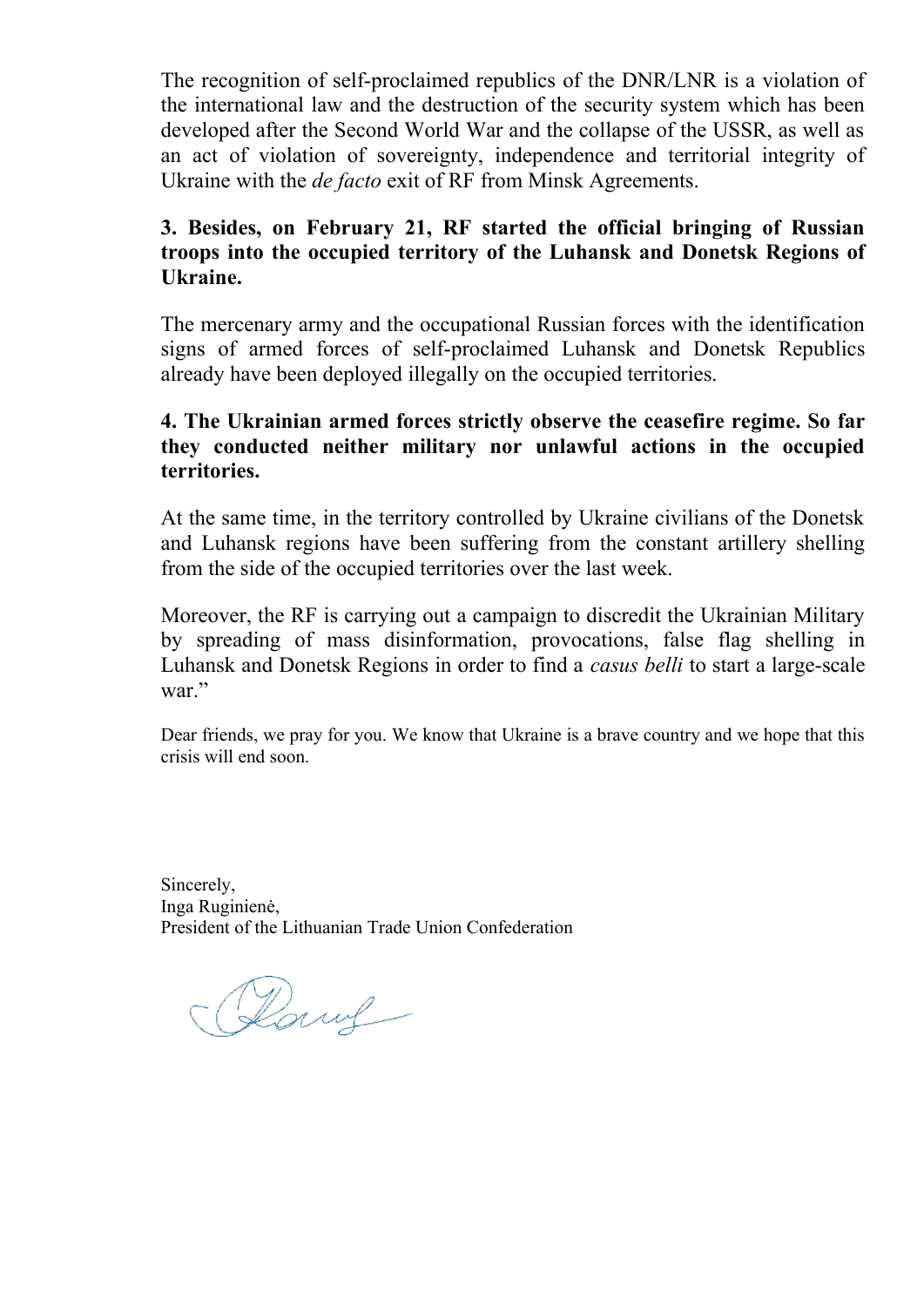The recognition of self-proclaimed republics of the DNR/LNR is a violation of the international law and the destruction of the security system which has been developed after the Second World War and the collapse of the USSR, as well as an act of violation of sovereignty, independence and territorial integrity of Ukraine with the *de facto* exit of RF from Minsk Agreements.

**3. Besides, on February 21, RF started the official bringing of Russian troops into the occupied territory of the Luhansk and Donetsk Regions of Ukraine.**

The mercenary army and the occupational Russian forces with the identification signs of armed forces of self-proclaimed Luhansk and Donetsk Republics already have been deployed illegally on the occupied territories.

**4. The Ukrainian armed forces strictly observe the ceasefire regime. So far they conducted neither military nor unlawful actions in the occupied territories.**

At the same time, in the territory controlled by Ukraine civilians of the Donetsk and Luhansk regions have been suffering from the constant artillery shelling from the side of the occupied territories over the last week.

Moreover, the RF is carrying out a campaign to discredit the Ukrainian Military by spreading of mass disinformation, provocations, false flag shelling in Luhansk and Donetsk Regions in order to find a *casus belli* to start a large-scale war."

Dear friends, we pray for you. We know that Ukraine is a brave country and we hope that this crisis will end soon.

Sincerely,
Inga Ruginienė,
President of the Lithuanian Trade Union Confederation